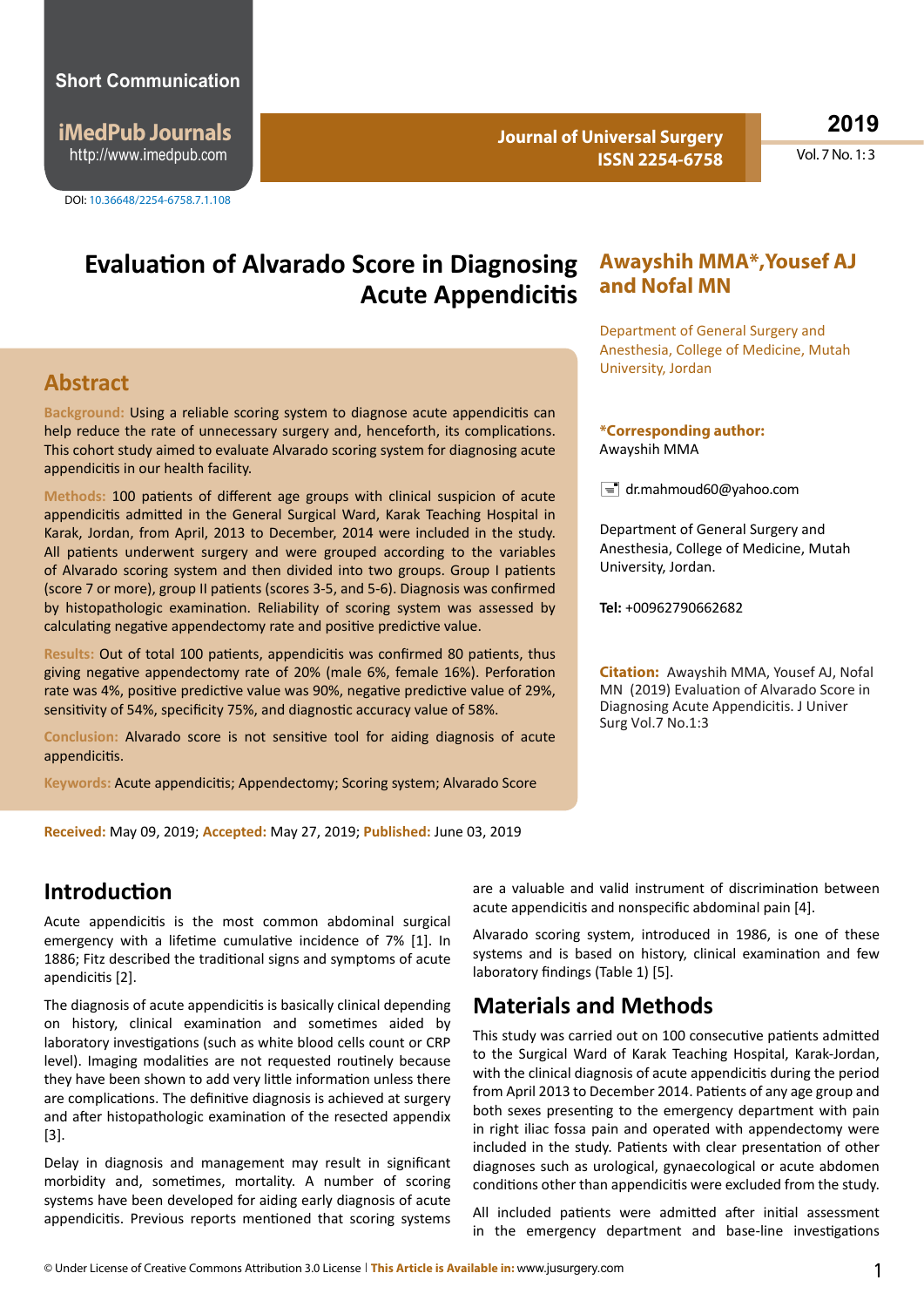Short Communication

DOI: 10.36648/2254-6758.7.1.108

# Evaluation of Alvarado Score in Diagnosing Acute Appendicitis

**Awayshih MMA*, Yousef AJ and Nofal MN**

Department of General Surgery and Anesthesia, College of Medicine, Mutah University, Jordan

**\*Corresponding author:** Awayshih MMA

dr.mahmoud60@yahoo.com

Department of General Surgery and Anesthesia, College of Medicine, Mutah University, Jordan.

**Tel:** +00962790662682

**Citation:** Awayshih MMA, Yousef AJ, Nofal MN (2019) Evaluation of Alvarado Score in Diagnosing Acute Appendicitis. J Univer Surg Vol.7 No.1:3

## Abstract

**Background:** Using a reliable scoring system to diagnose acute appendicitis can help reduce the rate of unnecessary surgery and, henceforth, its complications. This cohort study aimed to evaluate Alvarado scoring system for diagnosing acute appendicitis in our health facility.

**Methods:** 100 patients of different age groups with clinical suspicion of acute appendicitis admitted in the General Surgical Ward, Karak Teaching Hospital in Karak, Jordan, from April, 2013 to December, 2014 were included in the study. All patients underwent surgery and were grouped according to the variables of Alvarado scoring system and then divided into two groups. Group I patients (score 7 or more), group II patients (scores 3-5, and 5-6). Diagnosis was confirmed by histopathologic examination. Reliability of scoring system was assessed by calculating negative appendectomy rate and positive predictive value.

**Results:** Out of total 100 patients, appendicitis was confirmed 80 patients, thus giving negative appendectomy rate of 20% (male 6%, female 16%). Perforation rate was 4%, positive predictive value was 90%, negative predictive value of 29%, sensitivity of 54%, specificity 75%, and diagnostic accuracy value of 58%.

**Conclusion:** Alvarado score is not sensitive tool for aiding diagnosis of acute appendicitis.

**Keywords:** Acute appendicitis; Appendectomy; Scoring system; Alvarado Score

**Received:** May 09, 2019; **Accepted:** May 27, 2019; **Published:** June 03, 2019

## Introduction

Acute appendicitis is the most common abdominal surgical emergency with a lifetime cumulative incidence of 7% [1]. In 1886; Fitz described the traditional signs and symptoms of acute apendicitis [2].

The diagnosis of acute appendicitis is basically clinical depending on history, clinical examination and sometimes aided by laboratory investigations (such as white blood cells count or CRP level). Imaging modalities are not requested routinely because they have been shown to add very little information unless there are complications. The definitive diagnosis is achieved at surgery and after histopathologic examination of the resected appendix [3].

Delay in diagnosis and management may result in significant morbidity and, sometimes, mortality. A number of scoring systems have been developed for aiding early diagnosis of acute appendicitis. Previous reports mentioned that scoring systems are a valuable and valid instrument of discrimination between acute appendicitis and nonspecific abdominal pain [4].

Alvarado scoring system, introduced in 1986, is one of these systems and is based on history, clinical examination and few laboratory findings (Table 1) [5].

## Materials and Methods

This study was carried out on 100 consecutive patients admitted to the Surgical Ward of Karak Teaching Hospital, Karak-Jordan, with the clinical diagnosis of acute appendicitis during the period from April 2013 to December 2014. Patients of any age group and both sexes presenting to the emergency department with pain in right iliac fossa pain and operated with appendectomy were included in the study. Patients with clear presentation of other diagnoses such as urological, gynaecological or acute abdomen conditions other than appendicitis were excluded from the study.

All included patients were admitted after initial assessment in the emergency department and base-line investigations

© Under License of Creative Commons Attribution 3.0 License | **This Article is Available in:** www.jusurgery.com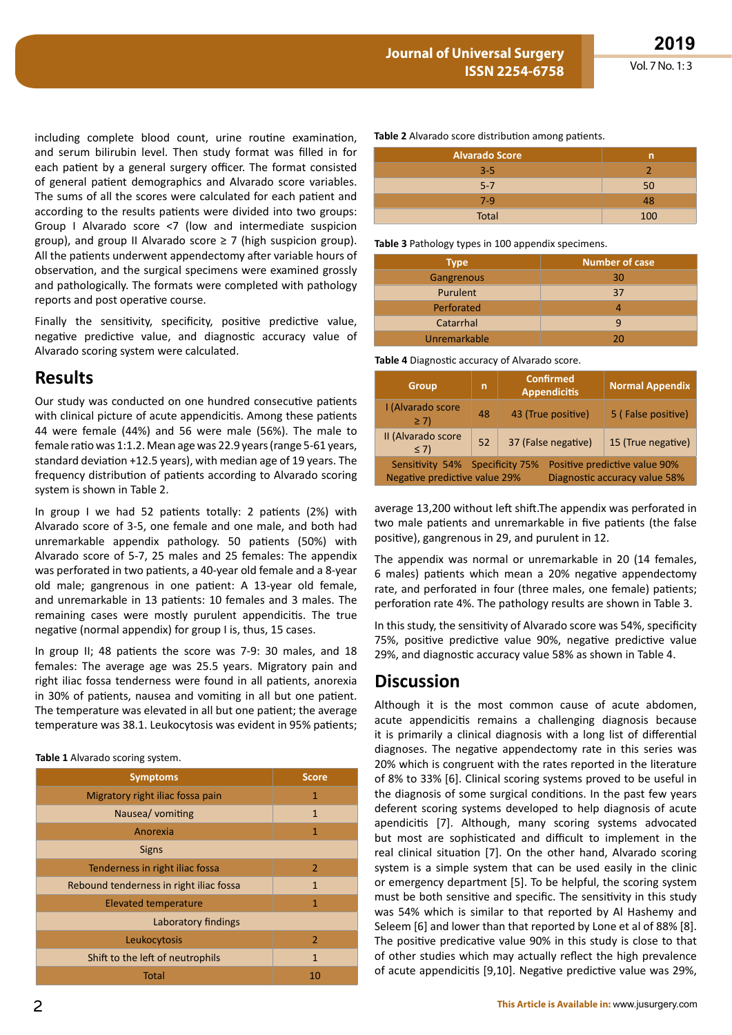including complete blood count, urine routine examination, and serum bilirubin level. Then study format was filled in for each patient by a general surgery officer. The format consisted of general patient demographics and Alvarado score variables. The sums of all the scores were calculated for each patient and according to the results patients were divided into two groups: Group I Alvarado score <7 (low and intermediate suspicion group), and group II Alvarado score ≥ 7 (high suspicion group). All the patients underwent appendectomy after variable hours of observation, and the surgical specimens were examined grossly and pathologically. The formats were completed with pathology reports and post operative course.

Finally the sensitivity, specificity, positive predictive value, negative predictive value, and diagnostic accuracy value of Alvarado scoring system were calculated.

## Results

Our study was conducted on one hundred consecutive patients with clinical picture of acute appendicitis. Among these patients 44 were female (44%) and 56 were male (56%). The male to female ratio was 1:1.2. Mean age was 22.9 years (range 5-61 years, standard deviation +12.5 years), with median age of 19 years. The frequency distribution of patients according to Alvarado scoring system is shown in Table 2.

In group I we had 52 patients totally: 2 patients (2%) with Alvarado score of 3-5, one female and one male, and both had unremarkable appendix pathology. 50 patients (50%) with Alvarado score of 5-7, 25 males and 25 females: The appendix was perforated in two patients, a 40-year old female and a 8-year old male; gangrenous in one patient: A 13-year old female, and unremarkable in 13 patients: 10 females and 3 males. The remaining cases were mostly purulent appendicitis. The true negative (normal appendix) for group I is, thus, 15 cases.

In group II; 48 patients the score was 7-9: 30 males, and 18 females: The average age was 25.5 years. Migratory pain and right iliac fossa tenderness were found in all patients, anorexia in 30% of patients, nausea and vomiting in all but one patient. The temperature was elevated in all but one patient; the average temperature was 38.1. Leukocytosis was evident in 95% patients; average 13,200 without left shift.The appendix was perforated in two male patients and unremarkable in five patients (the false positive), gangrenous in 29, and purulent in 12.

**Table 1** Alvarado scoring system.

| Symptoms | Score |
|---|---|
| Migratory right iliac fossa pain | 1 |
| Nausea/ vomiting | 1 |
| Anorexia | 1 |
| Signs | |
| Tenderness in right iliac fossa | 2 |
| Rebound tenderness in right iliac fossa | 1 |
| Elevated temperature | 1 |
| Laboratory findings | |
| Leukocytosis | 2 |
| Shift to the left of neutrophils | 1 |
| Total | 10 |

**Table 2** Alvarado score distribution among patients.

| Alvarado Score | n |
|---|---|
| 3-5 | 2 |
| 5-7 | 50 |
| 7-9 | 48 |
| Total | 100 |

**Table 3** Pathology types in 100 appendix specimens.

| Type | Number of case |
|---|---|
| Gangrenous | 30 |
| Purulent | 37 |
| Perforated | 4 |
| Catarrhal | 9 |
| Unremarkable | 20 |

**Table 4** Diagnostic accuracy of Alvarado score.

| Group | n | Confirmed Appendicitis | Normal Appendix |
|---|---|---|---|
| I (Alvarado score ≥ 7) | 48 | 43 (True positive) | 5 ( False positive) |
| II (Alvarado score ≤ 7) | 52 | 37 (False negative) | 15 (True negative) |
| Sensitivity 54% Specificity 75% Negative predictive value 29% | | Positive predictive value 90% Diagnostic accuracy value 58% | |

The appendix was normal or unremarkable in 20 (14 females, 6 males) patients which mean a 20% negative appendectomy rate, and perforated in four (three males, one female) patients; perforation rate 4%. The pathology results are shown in Table 3.

In this study, the sensitivity of Alvarado score was 54%, specificity 75%, positive predictive value 90%, negative predictive value 29%, and diagnostic accuracy value 58% as shown in Table 4.

## Discussion

Although it is the most common cause of acute abdomen, acute appendicitis remains a challenging diagnosis because it is primarily a clinical diagnosis with a long list of differential diagnoses. The negative appendectomy rate in this series was 20% which is congruent with the rates reported in the literature of 8% to 33% [6]. Clinical scoring systems proved to be useful in the diagnosis of some surgical conditions. In the past few years deferent scoring systems developed to help diagnosis of acute apendicitis [7]. Although, many scoring systems advocated but most are sophisticated and difficult to implement in the real clinical situation [7]. On the other hand, Alvarado scoring system is a simple system that can be used easily in the clinic or emergency department [5]. To be helpful, the scoring system must be both sensitive and specific. The sensitivity in this study was 54% which is similar to that reported by Al Hashemy and Seleem [6] and lower than that reported by Lone et al of 88% [8]. The positive predicative value 90% in this study is close to that of other studies which may actually reflect the high prevalence of acute appendicitis [9,10]. Negative predictive value was 29%,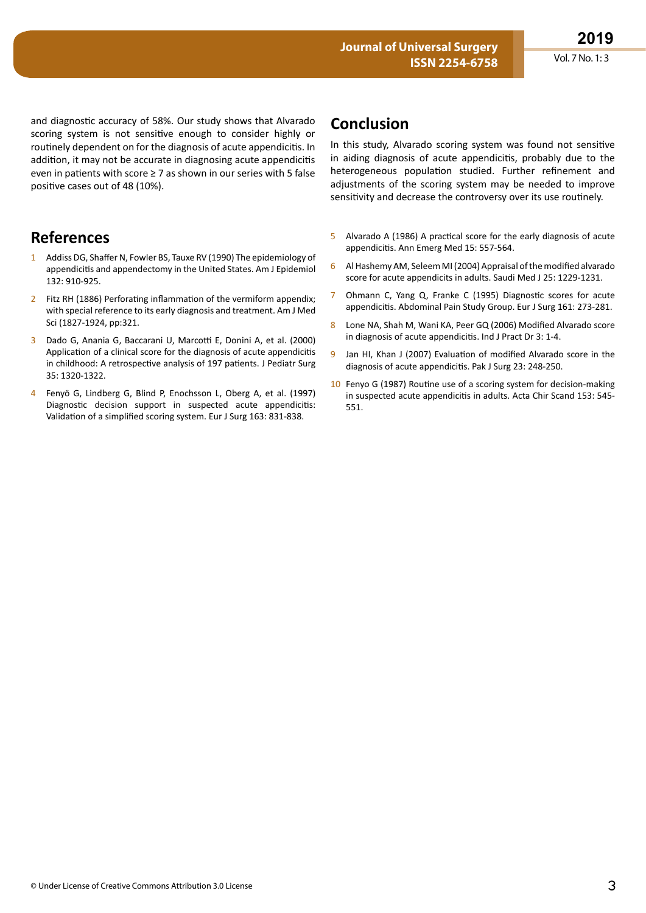and diagnostic accuracy of 58%. Our study shows that Alvarado scoring system is not sensitive enough to consider highly or routinely dependent on for the diagnosis of acute appendicitis. In addition, it may not be accurate in diagnosing acute appendicitis even in patients with score ≥ 7 as shown in our series with 5 false positive cases out of 48 (10%).

## Conclusion

In this study, Alvarado scoring system was found not sensitive in aiding diagnosis of acute appendicitis, probably due to the heterogeneous population studied. Further refinement and adjustments of the scoring system may be needed to improve sensitivity and decrease the controversy over its use routinely.

## References

1. Addiss DG, Shaffer N, Fowler BS, Tauxe RV (1990) The epidemiology of appendicitis and appendectomy in the United States. Am J Epidemiol 132: 910-925.
2. Fitz RH (1886) Perforating inflammation of the vermiform appendix; with special reference to its early diagnosis and treatment. Am J Med Sci (1827-1924, pp:321.
3. Dado G, Anania G, Baccarani U, Marcotti E, Donini A, et al. (2000) Application of a clinical score for the diagnosis of acute appendicitis in childhood: A retrospective analysis of 197 patients. J Pediatr Surg 35: 1320-1322.
4. Fenyö G, Lindberg G, Blind P, Enochsson L, Oberg A, et al. (1997) Diagnostic decision support in suspected acute appendicitis: Validation of a simplified scoring system. Eur J Surg 163: 831-838.
5. Alvarado A (1986) A practical score for the early diagnosis of acute appendicitis. Ann Emerg Med 15: 557-564.
6. Al Hashemy AM, Seleem MI (2004) Appraisal of the modified alvarado score for acute appendicits in adults. Saudi Med J 25: 1229-1231.
7. Ohmann C, Yang Q, Franke C (1995) Diagnostic scores for acute appendicitis. Abdominal Pain Study Group. Eur J Surg 161: 273-281.
8. Lone NA, Shah M, Wani KA, Peer GQ (2006) Modified Alvarado score in diagnosis of acute appendicitis. Ind J Pract Dr 3: 1-4.
9. Jan HI, Khan J (2007) Evaluation of modified Alvarado score in the diagnosis of acute appendicitis. Pak J Surg 23: 248-250.
10. Fenyo G (1987) Routine use of a scoring system for decision-making in suspected acute appendicitis in adults. Acta Chir Scand 153: 545-551.